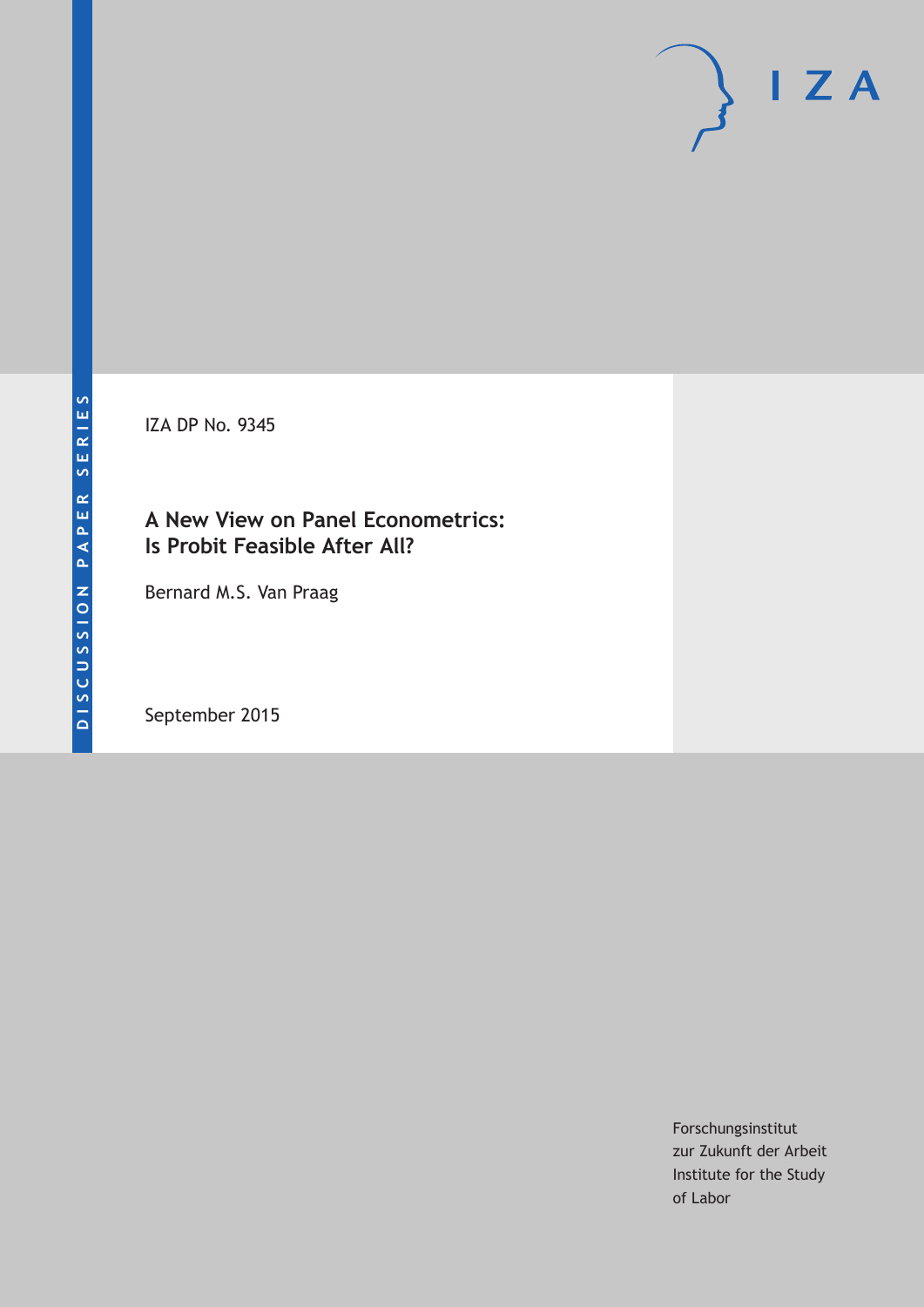DISCUSSION PAPER SERIES

IZA DP No. 9345

# A New View on Panel Econometrics: Is Probit Feasible After All?

Bernard M.S. Van Praag

September 2015

Forschungsinstitut zur Zukunft der Arbeit
Institute for the Study of Labor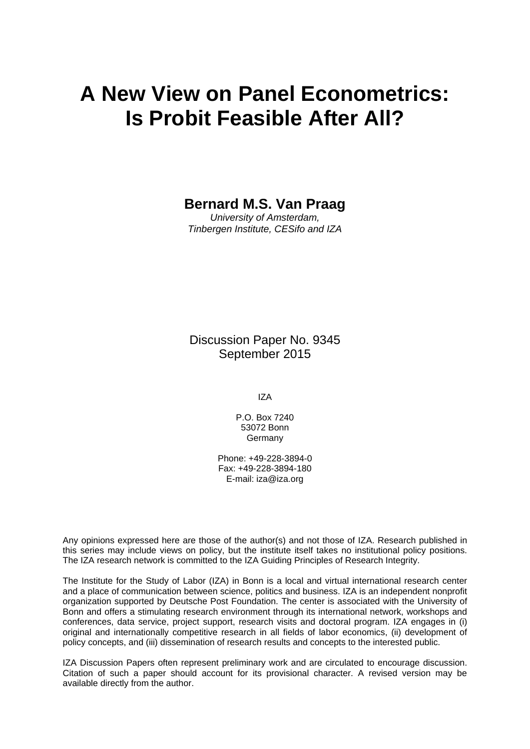# A New View on Panel Econometrics: Is Probit Feasible After All?

**Bernard M.S. Van Praag**

*University of Amsterdam, Tinbergen Institute, CESifo and IZA*

Discussion Paper No. 9345
September 2015

IZA

P.O. Box 7240
53072 Bonn
Germany

Phone: +49-228-3894-0
Fax: +49-228-3894-180
E-mail: iza@iza.org

Any opinions expressed here are those of the author(s) and not those of IZA. Research published in this series may include views on policy, but the institute itself takes no institutional policy positions. The IZA research network is committed to the IZA Guiding Principles of Research Integrity.

The Institute for the Study of Labor (IZA) in Bonn is a local and virtual international research center and a place of communication between science, politics and business. IZA is an independent nonprofit organization supported by Deutsche Post Foundation. The center is associated with the University of Bonn and offers a stimulating research environment through its international network, workshops and conferences, data service, project support, research visits and doctoral program. IZA engages in (i) original and internationally competitive research in all fields of labor economics, (ii) development of policy concepts, and (iii) dissemination of research results and concepts to the interested public.

IZA Discussion Papers often represent preliminary work and are circulated to encourage discussion. Citation of such a paper should account for its provisional character. A revised version may be available directly from the author.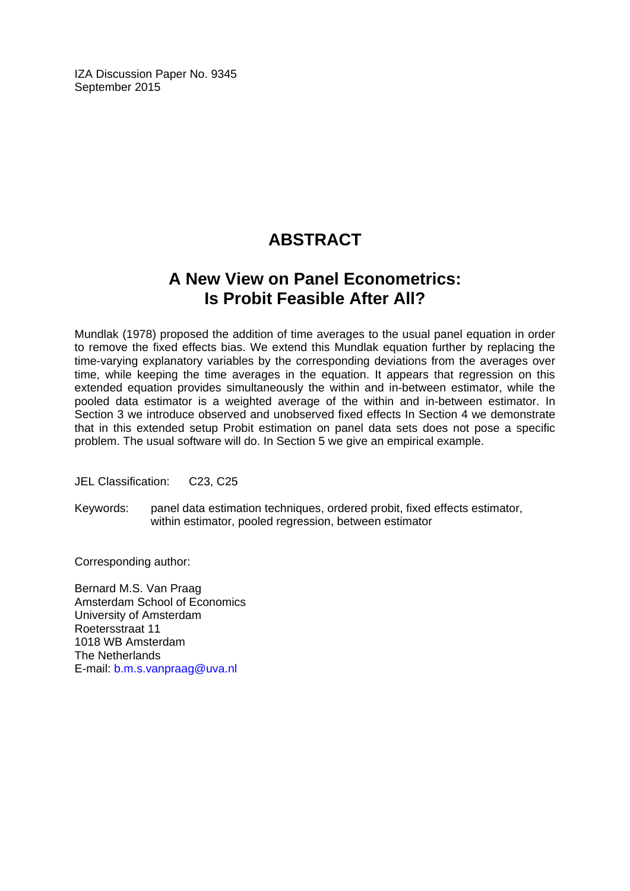IZA Discussion Paper No. 9345
September 2015

# ABSTRACT

## A New View on Panel Econometrics: Is Probit Feasible After All?

Mundlak (1978) proposed the addition of time averages to the usual panel equation in order to remove the fixed effects bias. We extend this Mundlak equation further by replacing the time-varying explanatory variables by the corresponding deviations from the averages over time, while keeping the time averages in the equation. It appears that regression on this extended equation provides simultaneously the within and in-between estimator, while the pooled data estimator is a weighted average of the within and in-between estimator. In Section 3 we introduce observed and unobserved fixed effects In Section 4 we demonstrate that in this extended setup Probit estimation on panel data sets does not pose a specific problem. The usual software will do. In Section 5 we give an empirical example.

JEL Classification: C23, C25

Keywords: panel data estimation techniques, ordered probit, fixed effects estimator, within estimator, pooled regression, between estimator

Corresponding author:

Bernard M.S. Van Praag
Amsterdam School of Economics
University of Amsterdam
Roetersstraat 11
1018 WB Amsterdam
The Netherlands
E-mail: b.m.s.vanpraag@uva.nl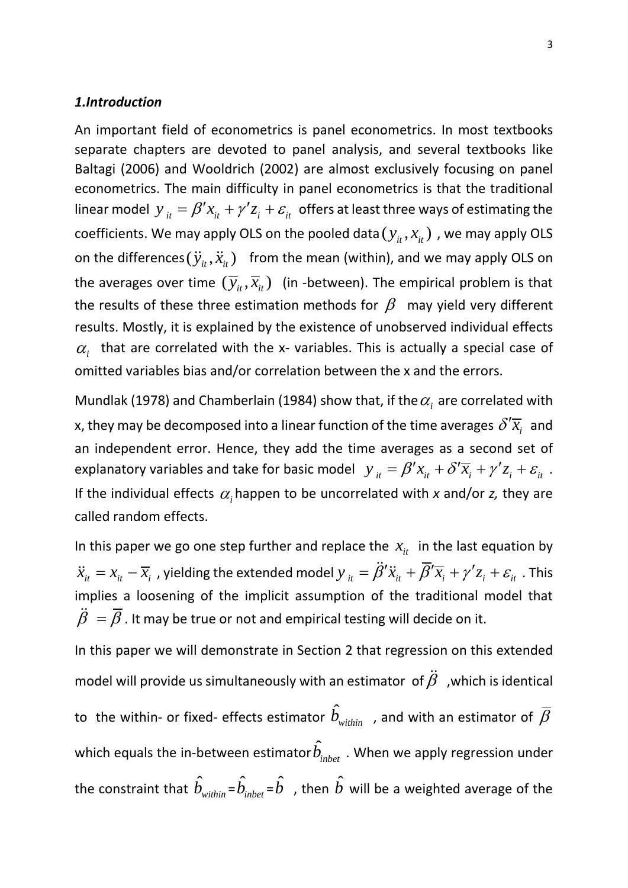### *1.Introduction*

An important field of econometrics is panel econometrics. In most textbooks separate chapters are devoted to panel analysis, and several textbooks like Baltagi (2006) and Wooldrich (2002) are almost exclusively focusing on panel econometrics. The main difficulty in panel econometrics is that the traditional linear model $y_{it} = \beta' x_{it} + \gamma' z_i + \varepsilon_{it}$ offers at least three ways of estimating the coefficients. We may apply OLS on the pooled data $(y_{it}, x_{it})$ , we may apply OLS on the differences $(\ddot{y}_{it}, \ddot{x}_{it})$ from the mean (within), and we may apply OLS on the averages over time $(\overline{y}_{it}, \overline{x}_{it})$ (in -between). The empirical problem is that the results of these three estimation methods for $\beta$ may yield very different results. Mostly, it is explained by the existence of unobserved individual effects $\alpha_i$ that are correlated with the x- variables. This is actually a special case of omitted variables bias and/or correlation between the x and the errors.

Mundlak (1978) and Chamberlain (1984) show that, if the $\alpha_i$ are correlated with x, they may be decomposed into a linear function of the time averages $\delta' \overline{x}_i$ and an independent error. Hence, they add the time averages as a second set of explanatory variables and take for basic model $y_{it} = \beta' x_{it} + \delta' \overline{x}_i + \gamma' z_i + \varepsilon_{it}$ . If the individual effects $\alpha_i$ happen to be uncorrelated with *x* and/or *z,* they are called random effects.

In this paper we go one step further and replace the $x_{it}$ in the last equation by $\ddot{x}_{it} = x_{it} - \overline{x}_i$ , yielding the extended model $y_{it} = \ddot{\beta}' \ddot{x}_{it} + \overline{\beta}' \overline{x}_i + \gamma' z_i + \varepsilon_{it}$ . This implies a loosening of the implicit assumption of the traditional model that $\ddot{\beta} = \overline{\beta}$ . It may be true or not and empirical testing will decide on it.

In this paper we will demonstrate in Section 2 that regression on this extended model will provide us simultaneously with an estimator of $\ddot{\beta}$ ,which is identical to the within- or fixed- effects estimator $\hat{b}_{within}$ , and with an estimator of $\overline{\beta}$ which equals the in-between estimator $\hat{b}_{inbet}$ . When we apply regression under the constraint that $\hat{b}_{within} = \hat{b}_{inbet} = \hat{b}$ , then $\hat{b}$ will be a weighted average of the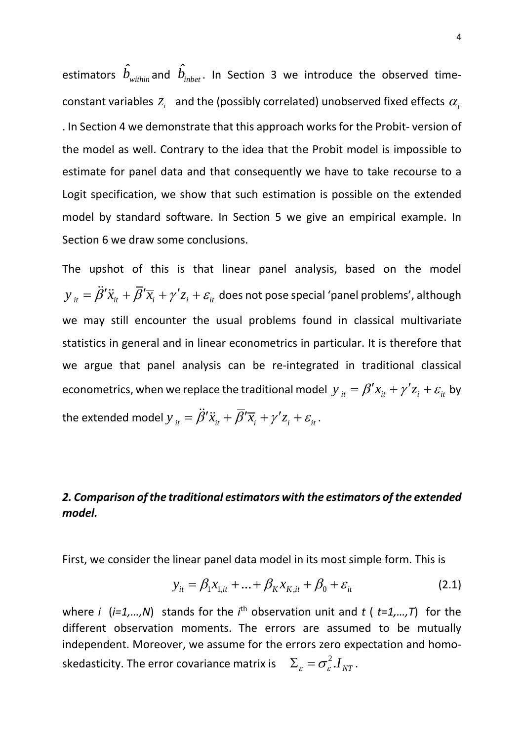estimators $\hat{b}_{within}$ and $\hat{b}_{inbet}$. In Section 3 we introduce the observed time-constant variables $z_i$ and the (possibly correlated) unobserved fixed effects $\alpha_i$. In Section 4 we demonstrate that this approach works for the Probit- version of the model as well. Contrary to the idea that the Probit model is impossible to estimate for panel data and that consequently we have to take recourse to a Logit specification, we show that such estimation is possible on the extended model by standard software. In Section 5 we give an empirical example. In Section 6 we draw some conclusions.

The upshot of this is that linear panel analysis, based on the model $y_{it} = \ddot{\beta}'\ddot{x}_{it} + \overline{\beta}'\overline{x}_i + \gamma' z_i + \varepsilon_{it}$ does not pose special 'panel problems', although we may still encounter the usual problems found in classical multivariate statistics in general and in linear econometrics in particular. It is therefore that we argue that panel analysis can be re-integrated in traditional classical econometrics, when we replace the traditional model $y_{it} = \beta' x_{it} + \gamma' z_i + \varepsilon_{it}$ by the extended model $y_{it} = \ddot{\beta}'\ddot{x}_{it} + \overline{\beta}'\overline{x}_i + \gamma' z_i + \varepsilon_{it}$.

## *2. Comparison of the traditional estimators with the estimators of the extended model.*

First, we consider the linear panel data model in its most simple form. This is

$$y_{it} = \beta_1 x_{1,it} + \ldots + \beta_K x_{K,it} + \beta_0 + \varepsilon_{it} \tag{2.1}$$

where *i* (*i=1,…,N*) stands for the *i*th observation unit and *t* ( *t=1,…,T*) for the different observation moments. The errors are assumed to be mutually independent. Moreover, we assume for the errors zero expectation and homo-skedasticity. The error covariance matrix is $\Sigma_\varepsilon = \sigma_\varepsilon^2 . I_{NT}$.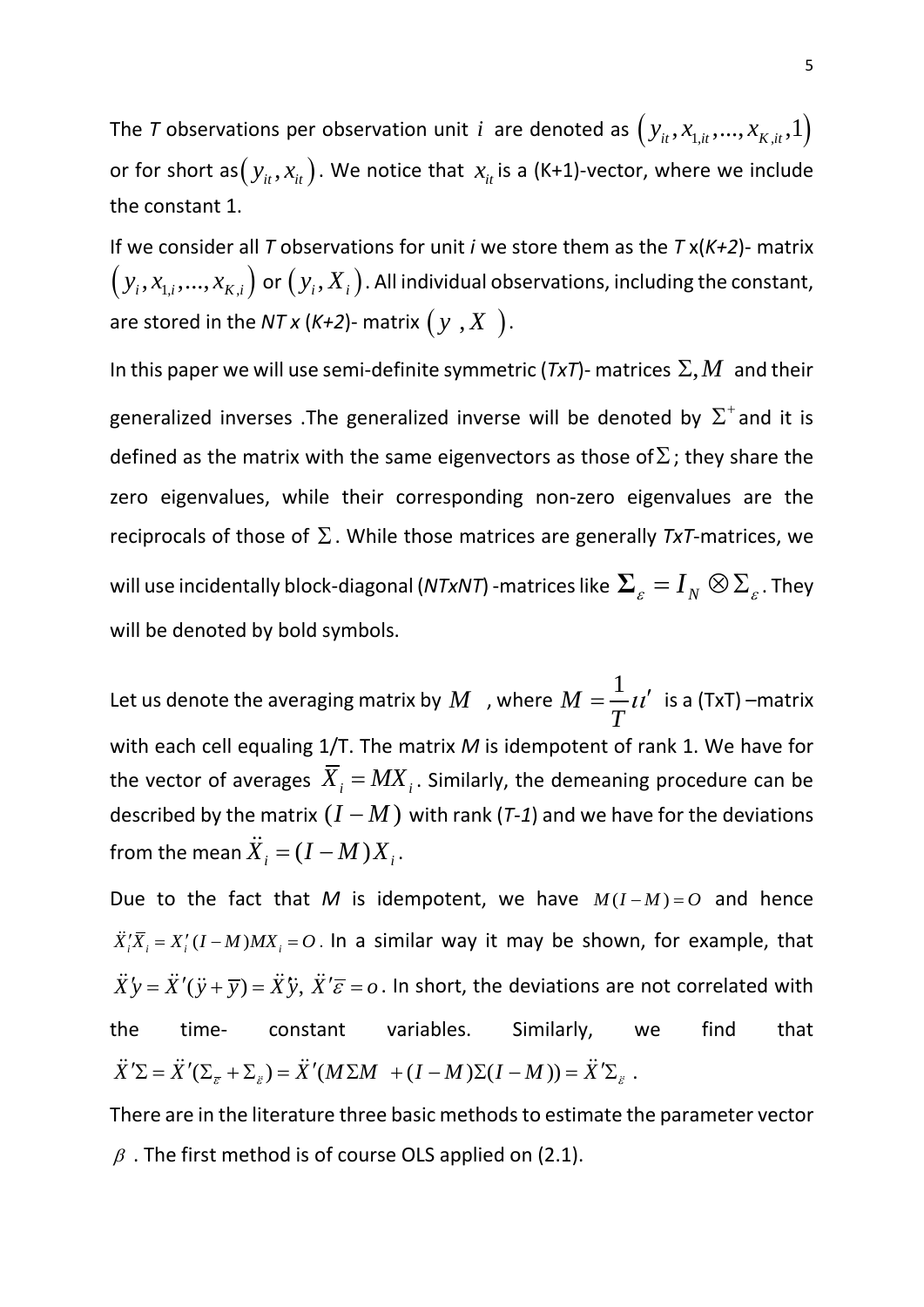The *T* observations per observation unit $i$ are denoted as $\left(y_{it}, x_{1,it}, ..., x_{K,it}, 1\right)$ or for short as $\left(y_{it}, x_{it}\right)$. We notice that $x_{it}$ is a (K+1)-vector, where we include the constant 1.

If we consider all *T* observations for unit *i* we store them as the *T* x(*K+2*)- matrix $\left(y_i, x_{1,i}, ..., x_{K,i}\right)$ or $\left(y_i, X_i\right)$. All individual observations, including the constant, are stored in the *NT x* (*K+2*)- matrix $\left(y \; , X \;\right)$.

In this paper we will use semi-definite symmetric (*TxT*)- matrices $\Sigma, M$ and their generalized inverses .The generalized inverse will be denoted by $\Sigma^+$ and it is defined as the matrix with the same eigenvectors as those of $\Sigma$; they share the zero eigenvalues, while their corresponding non-zero eigenvalues are the reciprocals of those of $\Sigma$. While those matrices are generally *TxT*-matrices, we will use incidentally block-diagonal (*NTxNT*) -matrices like $\mathbf{\Sigma}_\varepsilon = I_N \otimes \Sigma_\varepsilon$. They will be denoted by bold symbols.

Let us denote the averaging matrix by $M$ , where $M = \frac{1}{T}\iota\iota'$ is a (TxT) –matrix with each cell equaling 1/T. The matrix *M* is idempotent of rank 1. We have for the vector of averages $\overline{X}_i = MX_i$. Similarly, the demeaning procedure can be described by the matrix $(I - M)$ with rank (*T-1*) and we have for the deviations from the mean $\ddot{X}_i = (I - M)X_i$.

Due to the fact that *M* is idempotent, we have $M(I-M) = O$ and hence $\ddot{X}_i'\overline{X}_i = X_i'(I-M)MX_i = O$. In a similar way it may be shown, for example, that $\ddot{X}'y = \ddot{X}'(\ddot{y} + \overline{y}) = \ddot{X}'\ddot{y},\ \ddot{X}'\overline{\varepsilon} = o$. In short, the deviations are not correlated with the time- constant variables. Similarly, we find that $\ddot{X}'\Sigma = \ddot{X}'(\Sigma_{\overline{\varepsilon}} + \Sigma_{\ddot{\varepsilon}}) = \ddot{X}'(M\Sigma M \;\; + (I-M)\Sigma(I-M)) = \ddot{X}'\Sigma_{\ddot{\varepsilon}}$ .

There are in the literature three basic methods to estimate the parameter vector $\beta$ . The first method is of course OLS applied on (2.1).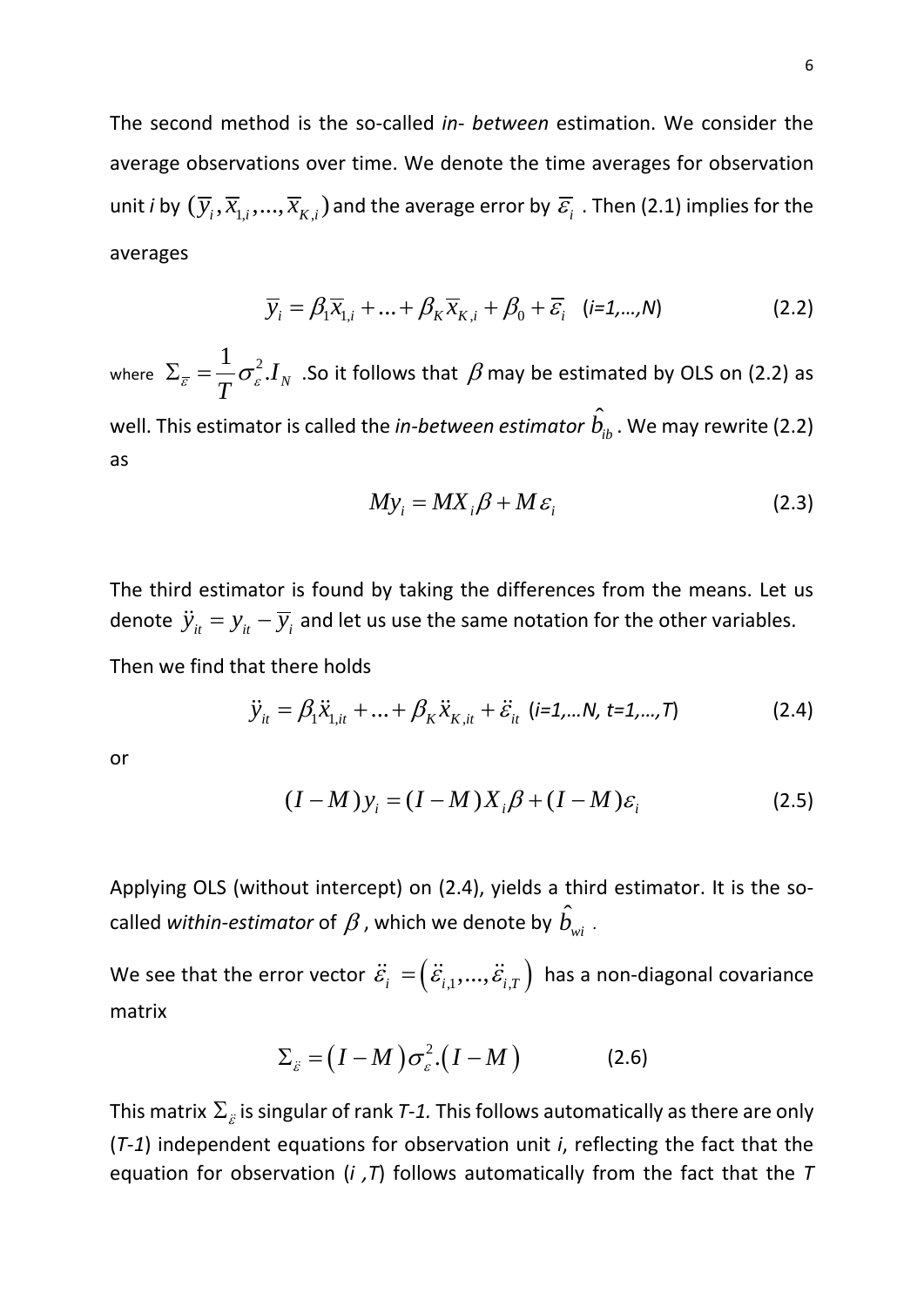The second method is the so-called *in- between* estimation. We consider the average observations over time. We denote the time averages for observation unit *i* by $(\overline{y}_i, \overline{x}_{1,i}, ..., \overline{x}_{K,i})$ and the average error by $\overline{\varepsilon}_i$ . Then (2.1) implies for the averages

$$\overline{y}_i = \beta_1 \overline{x}_{1,i} + ... + \beta_K \overline{x}_{K,i} + \beta_0 + \overline{\varepsilon}_i \quad (i=1,...,N) \tag{2.2}$$

where $\Sigma_{\overline{\varepsilon}} = \frac{1}{T} \sigma_\varepsilon^2 . I_N$ .So it follows that $\beta$ may be estimated by OLS on (2.2) as well. This estimator is called the *in-between estimator* $\hat{b}_{ib}$ . We may rewrite (2.2) as

$$My_i = MX_i \beta + M \varepsilon_i \tag{2.3}$$

The third estimator is found by taking the differences from the means. Let us denote $\ddot{y}_{it} = y_{it} - \overline{y}_i$ and let us use the same notation for the other variables.

Then we find that there holds

$$\ddot{y}_{it} = \beta_1 \ddot{x}_{1,it} + ... + \beta_K \ddot{x}_{K,it} + \ddot{\varepsilon}_{it} \quad (i=1,...N, \; t=1,...,T) \tag{2.4}$$

or

$$(I - M) y_i = (I - M) X_i \beta + (I - M) \varepsilon_i \tag{2.5}$$

Applying OLS (without intercept) on (2.4), yields a third estimator. It is the so-called *within-estimator* of $\beta$ , which we denote by $\hat{b}_{wi}$ .

We see that the error vector $\ddot{\varepsilon}_i = \left( \ddot{\varepsilon}_{i,1}, ..., \ddot{\varepsilon}_{i,T} \right)$ has a non-diagonal covariance matrix

$$\Sigma_{\ddot{\varepsilon}} = \left( I - M \right) \sigma_\varepsilon^2 . \left( I - M \right) \tag{2.6}$$

This matrix $\Sigma_{\ddot{\varepsilon}}$ is singular of rank *T-1.* This follows automatically as there are only (*T-1*) independent equations for observation unit *i*, reflecting the fact that the equation for observation (*i* ,*T*) follows automatically from the fact that the *T*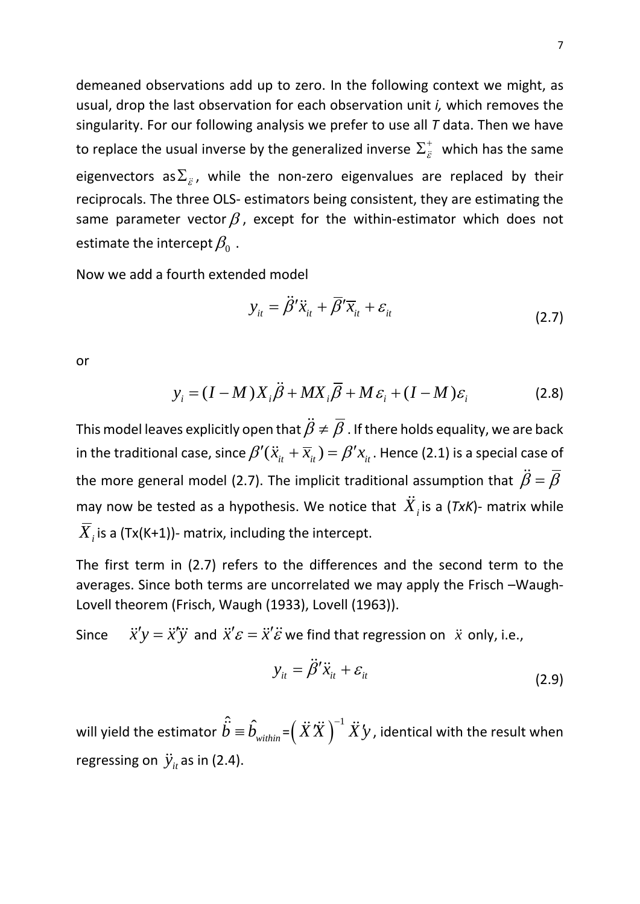demeaned observations add up to zero. In the following context we might, as usual, drop the last observation for each observation unit *i,* which removes the singularity. For our following analysis we prefer to use all *T* data. Then we have to replace the usual inverse by the generalized inverse $\Sigma_{\ddot{\varepsilon}}^{+}$ which has the same eigenvectors as $\Sigma_{\ddot{\varepsilon}}$, while the non-zero eigenvalues are replaced by their reciprocals. The three OLS- estimators being consistent, they are estimating the same parameter vector $\beta$, except for the within-estimator which does not estimate the intercept $\beta_0$ .

Now we add a fourth extended model

$$y_{it} = \ddot{\beta}'\ddot{x}_{it} + \overline{\beta}'\overline{x}_{it} + \varepsilon_{it} \tag{2.7}$$

or

$$y_i = (I - M)X_i\ddot{\beta} + MX_i\overline{\beta} + M\varepsilon_i + (I - M)\varepsilon_i \tag{2.8}$$

This model leaves explicitly open that $\ddot{\beta} \neq \overline{\beta}$ . If there holds equality, we are back in the traditional case, since $\beta'(\ddot{x}_{it} + \overline{x}_{it}) = \beta' x_{it}$. Hence (2.1) is a special case of the more general model (2.7). The implicit traditional assumption that $\ddot{\beta} = \overline{\beta}$ may now be tested as a hypothesis. We notice that $\ddot{X}_i$ is a (*TxK*)- matrix while $\overline{X}_i$ is a (Tx(K+1))- matrix, including the intercept.

The first term in (2.7) refers to the differences and the second term to the averages. Since both terms are uncorrelated we may apply the Frisch –Waugh-Lovell theorem (Frisch, Waugh (1933), Lovell (1963)).

Since $\ddot{x}'y = \ddot{x}'\ddot{y}$ and $\ddot{x}'\varepsilon = \ddot{x}'\ddot{\varepsilon}$ we find that regression on $\ddot{x}$ only, i.e.,

$$y_{it} = \ddot{\beta}'\ddot{x}_{it} + \varepsilon_{it} \tag{2.9}$$

will yield the estimator $\hat{\ddot{b}} \equiv \hat{b}_{within} = \left(\ddot{X}'\ddot{X}\right)^{-1}\ddot{X}'y$, identical with the result when regressing on $\ddot{y}_{it}$ as in (2.4).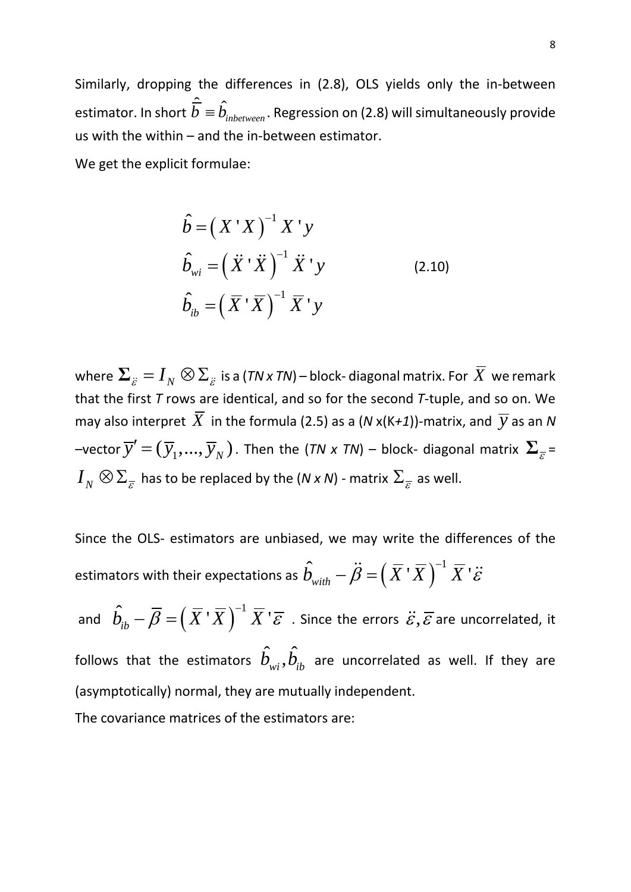Similarly, dropping the differences in (2.8), OLS yields only the in-between estimator. In short $\hat{\overline{b}} \equiv \hat{b}_{inbetween}$. Regression on (2.8) will simultaneously provide us with the within – and the in-between estimator.

We get the explicit formulae:

$$
\begin{aligned}
\hat{b} &= \left( X'X \right)^{-1} X'y \\
\hat{b}_{wi} &= \left( \ddot{X}'\ddot{X} \right)^{-1} \ddot{X}'y \\
\hat{b}_{ib} &= \left( \overline{X}'\overline{X} \right)^{-1} \overline{X}'y
\end{aligned}
\qquad (2.10)
$$

where $\mathbf{\Sigma}_{\ddot{\varepsilon}} = I_N \otimes \Sigma_{\ddot{\varepsilon}}$ is a (*TN x TN*) – block- diagonal matrix. For $\overline{X}$ we remark that the first *T* rows are identical, and so for the second *T*-tuple, and so on. We may also interpret $\overline{X}$ in the formula (2.5) as a (*N* x(K*+1*))-matrix, and $\overline{y}$ as an *N* –vector $\overline{y}' = (\overline{y}_1, ..., \overline{y}_N)$. Then the (*TN x TN*) – block- diagonal matrix $\mathbf{\Sigma}_{\overline{\varepsilon}} = I_N \otimes \Sigma_{\overline{\varepsilon}}$ has to be replaced by the (*N x N*) - matrix $\Sigma_{\overline{\varepsilon}}$ as well.

Since the OLS- estimators are unbiased, we may write the differences of the estimators with their expectations as $\hat{b}_{with} - \ddot{\beta} = \left( \overline{X}'\overline{X} \right)^{-1} \overline{X}'\ddot{\varepsilon}$ and $\hat{b}_{ib} - \overline{\beta} = \left( \overline{X}'\overline{X} \right)^{-1} \overline{X}'\overline{\varepsilon}$. Since the errors $\ddot{\varepsilon}, \overline{\varepsilon}$ are uncorrelated, it follows that the estimators $\hat{b}_{wi}, \hat{b}_{ib}$ are uncorrelated as well. If they are (asymptotically) normal, they are mutually independent.

The covariance matrices of the estimators are: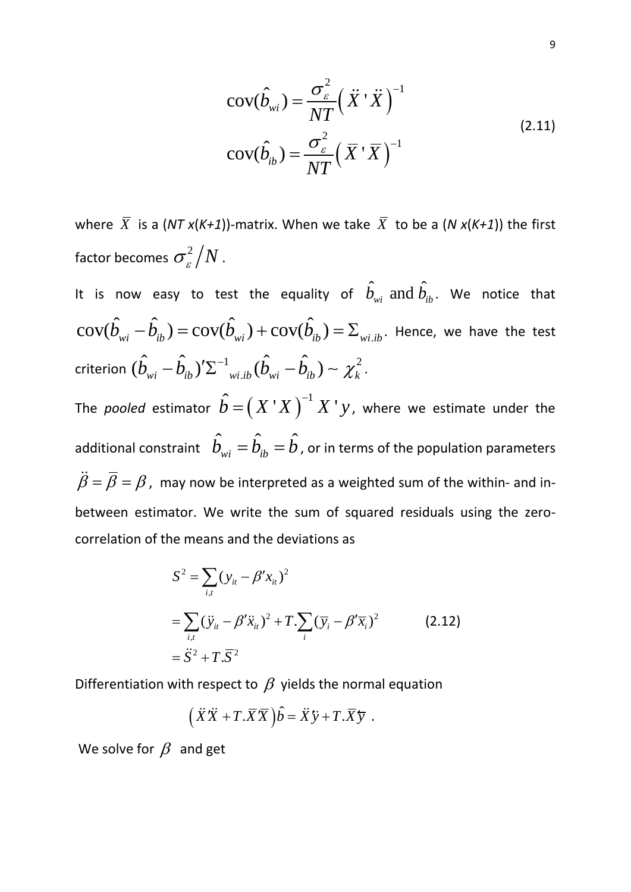$$\operatorname{cov}(\hat{b}_{wi}) = \frac{\sigma_\varepsilon^2}{NT}\left(\ddot{X}'\ddot{X}\right)^{-1}$$
$$\operatorname{cov}(\hat{b}_{ib}) = \frac{\sigma_\varepsilon^2}{NT}\left(\overline{X}'\overline{X}\right)^{-1} \tag{2.11}$$

where $\overline{X}$ is a (*NT x*(*K+1*))-matrix. When we take $\overline{X}$ to be a (*N x*(*K+1*)) the first factor becomes $\sigma_\varepsilon^2 / N$.

It is now easy to test the equality of $\hat{b}_{wi}$ and $\hat{b}_{ib}$. We notice that $\operatorname{cov}(\hat{b}_{wi} - \hat{b}_{ib}) = \operatorname{cov}(\hat{b}_{wi}) + \operatorname{cov}(\hat{b}_{ib}) = \Sigma_{wi.ib}$. Hence, we have the test criterion $(\hat{b}_{wi} - \hat{b}_{ib})' {\Sigma^{-1}}_{wi.ib} (\hat{b}_{wi} - \hat{b}_{ib}) \sim \chi_k^2$.

The *pooled* estimator $\hat{b} = \left(X'X\right)^{-1} X'y$, where we estimate under the additional constraint $\hat{b}_{wi} = \hat{b}_{ib} = \hat{b}$, or in terms of the population parameters $\ddot{\beta} = \overline{\beta} = \beta$, may now be interpreted as a weighted sum of the within- and in-between estimator. We write the sum of squared residuals using the zero-correlation of the means and the deviations as

$$\begin{aligned} S^2 &= \sum_{i,t} (y_{it} - \beta' x_{it})^2 \\ &= \sum_{i,t} (\ddot{y}_{it} - \beta' \ddot{x}_{it})^2 + T.\sum_i (\overline{y}_i - \beta' \overline{x}_i)^2 \\ &= \ddot{S}^2 + T.\overline{S}^2 \end{aligned} \tag{2.12}$$

Differentiation with respect to $\beta$ yields the normal equation

$$\left(\ddot{X}'\ddot{X} + T.\overline{X}'\overline{X}\right)\hat{b} = \ddot{X}'\ddot{y} + T.\overline{X}'\overline{y} \ .$$

We solve for $\beta$ and get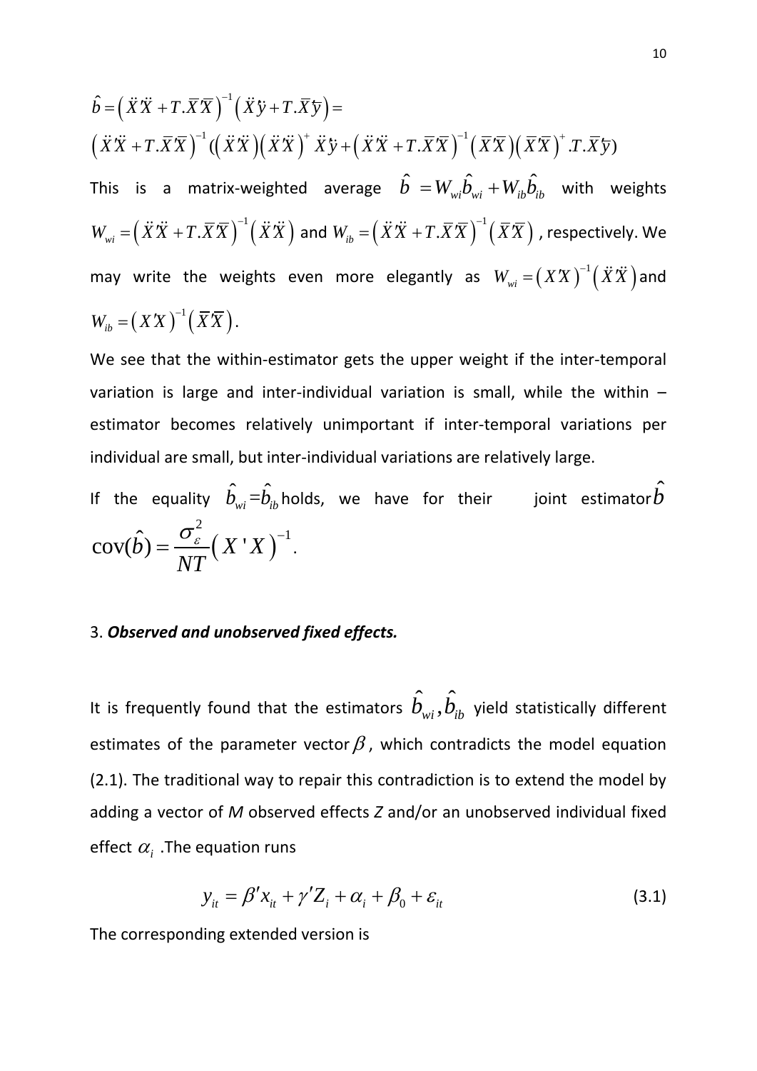$$\hat{b} = \left(\ddot{X}'\ddot{X} + T.\bar{X}'\bar{X}\right)^{-1}\left(\ddot{X}'\ddot{y} + T.\bar{X}'\bar{y}\right) =$$

$$\left(\ddot{X}'\ddot{X} + T.\bar{X}'\bar{X}\right)^{-1}\left(\left(\ddot{X}'\ddot{X}\right)\left(\ddot{X}'\ddot{X}\right)^{+}\ddot{X}'\ddot{y} + \left(\ddot{X}'\ddot{X} + T.\bar{X}'\bar{X}\right)^{-1}\left(\bar{X}'\bar{X}\right)\left(\bar{X}'\bar{X}\right)^{+}.T.\bar{X}'\bar{y}\right)$$

This is a matrix-weighted average $\hat{b} = W_{wi}\hat{b}_{wi} + W_{ib}\hat{b}_{ib}$ with weights $W_{wi} = \left(\ddot{X}'\ddot{X} + T.\bar{X}'\bar{X}\right)^{-1}\left(\ddot{X}'\ddot{X}\right)$ and $W_{ib} = \left(\ddot{X}'\ddot{X} + T.\bar{X}'\bar{X}\right)^{-1}\left(\bar{X}'\bar{X}\right)$, respectively. We may write the weights even more elegantly as $W_{wi} = \left(X'X\right)^{-1}\left(\ddot{X}'\ddot{X}\right)$ and $W_{ib} = \left(X'X\right)^{-1}\left(\bar{X}'\bar{X}\right)$.

We see that the within-estimator gets the upper weight if the inter-temporal variation is large and inter-individual variation is small, while the within – estimator becomes relatively unimportant if inter-temporal variations per individual are small, but inter-individual variations are relatively large.

If the equality $\hat{b}_{wi} = \hat{b}_{ib}$ holds, we have for their joint estimator $\hat{b}$

$$\mathrm{cov}(\hat{b}) = \frac{\sigma_{\varepsilon}^2}{NT}\left(X'X\right)^{-1}.$$

## 3. ***Observed and unobserved fixed effects.***

It is frequently found that the estimators $\hat{b}_{wi}, \hat{b}_{ib}$ yield statistically different estimates of the parameter vector $\beta$, which contradicts the model equation (2.1). The traditional way to repair this contradiction is to extend the model by adding a vector of *M* observed effects *Z* and/or an unobserved individual fixed effect $\alpha_i$. The equation runs

$$y_{it} = \beta' x_{it} + \gamma' Z_i + \alpha_i + \beta_0 + \varepsilon_{it} \tag{3.1}$$

The corresponding extended version is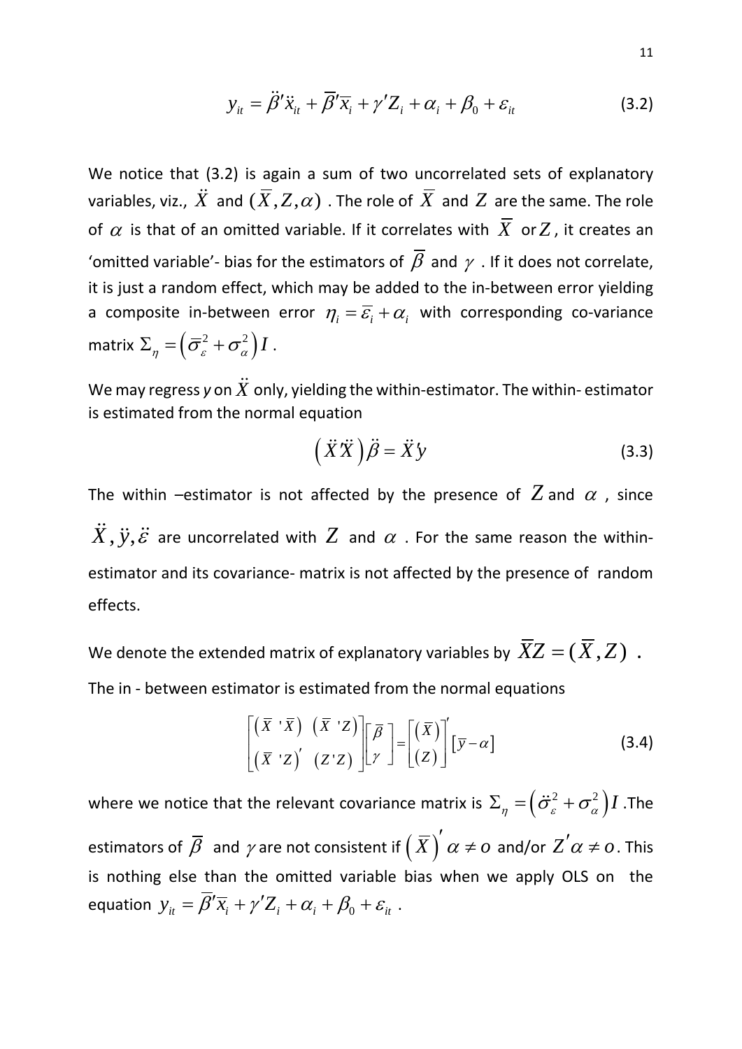$$y_{it} = \ddot{\beta}'\ddot{x}_{it} + \overline{\beta}'\overline{x}_i + \gamma' Z_i + \alpha_i + \beta_0 + \varepsilon_{it} \tag{3.2}$$

We notice that (3.2) is again a sum of two uncorrelated sets of explanatory variables, viz., $\ddot{X}$ and $(\overline{X}, Z, \alpha)$ . The role of $\overline{X}$ and $Z$ are the same. The role of $\alpha$ is that of an omitted variable. If it correlates with $\overline{X}$ or $Z$, it creates an 'omitted variable'- bias for the estimators of $\overline{\beta}$ and $\gamma$ . If it does not correlate, it is just a random effect, which may be added to the in-between error yielding a composite in-between error $\eta_i = \overline{\varepsilon}_i + \alpha_i$ with corresponding co-variance matrix $\Sigma_\eta = \left(\overline{\sigma}_\varepsilon^2 + \sigma_\alpha^2\right) I$ .

We may regress *y* on $\ddot{X}$ only, yielding the within-estimator. The within- estimator is estimated from the normal equation

$$\left(\ddot{X}'\ddot{X}\right)\ddot{\beta} = \ddot{X}'y \tag{3.3}$$

The within –estimator is not affected by the presence of $Z$ and $\alpha$ , since $\ddot{X}, \ddot{y}, \ddot{\varepsilon}$ are uncorrelated with $Z$ and $\alpha$ . For the same reason the within-estimator and its covariance- matrix is not affected by the presence of random effects.

We denote the extended matrix of explanatory variables by $\overline{X}Z = (\overline{X}, Z)$ .

The in - between estimator is estimated from the normal equations

$$\begin{bmatrix} \left(\overline{X}\,'\overline{X}\right) & \left(\overline{X}\,'Z\right) \\ \left(\overline{X}\,'Z\right)' & \left(Z'Z\right) \end{bmatrix} \begin{bmatrix} \overline{\beta} \\ \gamma \end{bmatrix} = \begin{bmatrix} \left(\overline{X}\right) \\ \left(Z\right) \end{bmatrix}' \left[\overline{y} - \alpha\right] \tag{3.4}$$

where we notice that the relevant covariance matrix is $\Sigma_\eta = \left(\ddot{\sigma}_\varepsilon^2 + \sigma_\alpha^2\right) I$ .The estimators of $\overline{\beta}$ and $\gamma$ are not consistent if $\left(\overline{X}\right)'\alpha \neq o$ and/or $Z'\alpha \neq o$. This is nothing else than the omitted variable bias when we apply OLS on the equation $y_{it} = \overline{\beta}'\overline{x}_i + \gamma' Z_i + \alpha_i + \beta_0 + \varepsilon_{it}$ .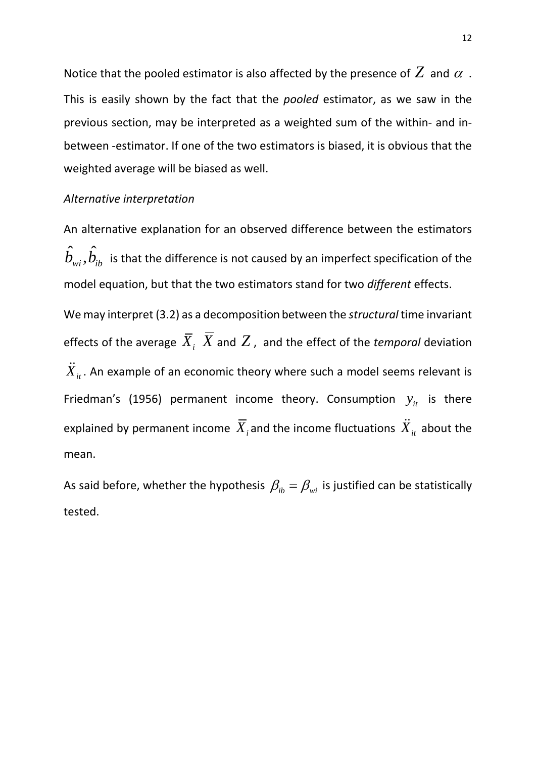Notice that the pooled estimator is also affected by the presence of $Z$ and $\alpha$ . This is easily shown by the fact that the *pooled* estimator, as we saw in the previous section, may be interpreted as a weighted sum of the within- and in-between -estimator. If one of the two estimators is biased, it is obvious that the weighted average will be biased as well.

*Alternative interpretation*

An alternative explanation for an observed difference between the estimators $\hat{b}_{wi}, \hat{b}_{ib}$ is that the difference is not caused by an imperfect specification of the model equation, but that the two estimators stand for two *different* effects.

We may interpret (3.2) as a decomposition between the *structural* time invariant effects of the average $\overline{X}_i$ $\overline{X}$ and $Z$, and the effect of the *temporal* deviation $\ddot{X}_{it}$. An example of an economic theory where such a model seems relevant is Friedman's (1956) permanent income theory. Consumption $y_{it}$ is there explained by permanent income $\overline{X}_i$ and the income fluctuations $\ddot{X}_{it}$ about the mean.

As said before, whether the hypothesis $\beta_{ib} = \beta_{wi}$ is justified can be statistically tested.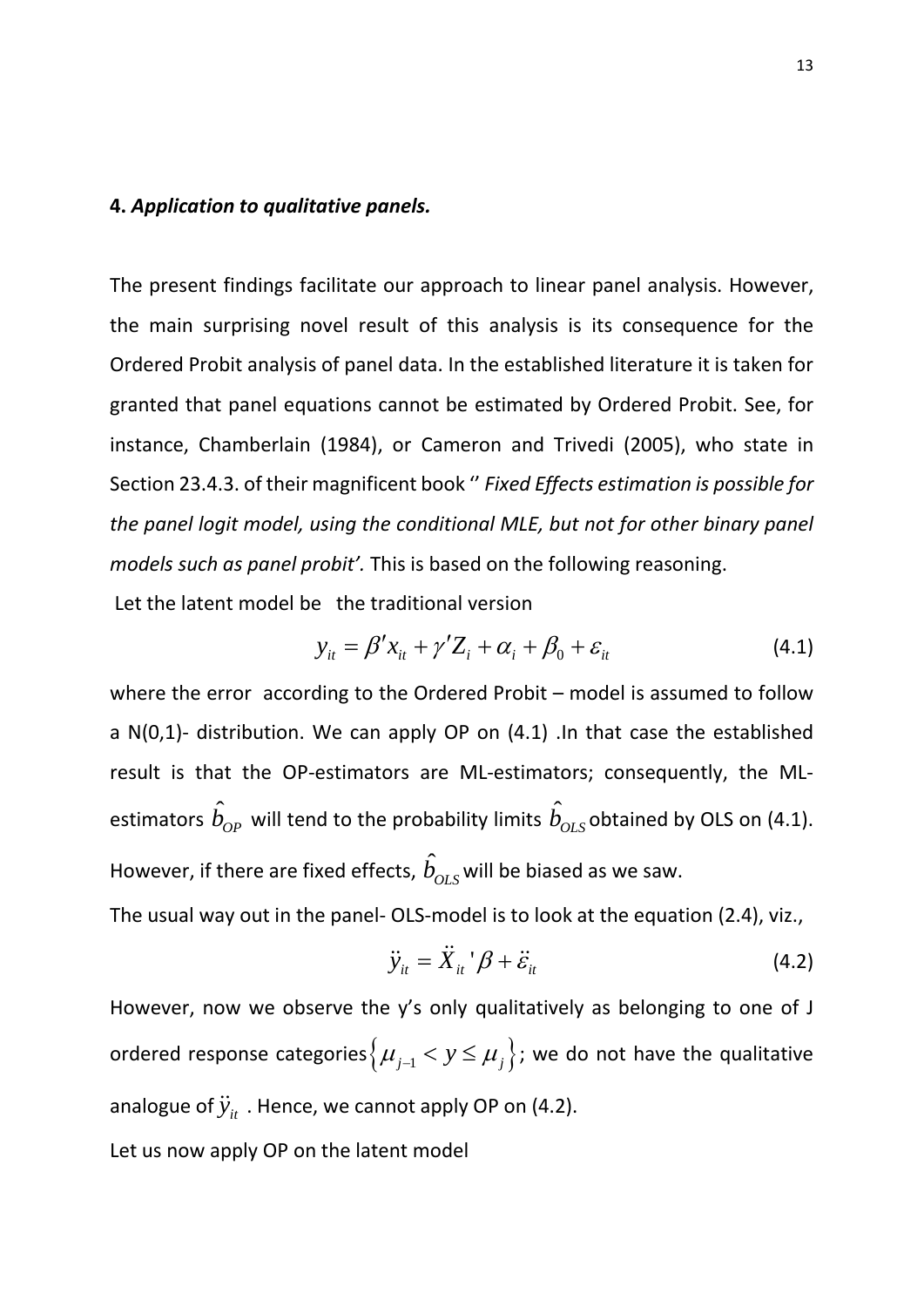**4.** ***Application to qualitative panels.***

The present findings facilitate our approach to linear panel analysis. However, the main surprising novel result of this analysis is its consequence for the Ordered Probit analysis of panel data. In the established literature it is taken for granted that panel equations cannot be estimated by Ordered Probit. See, for instance, Chamberlain (1984), or Cameron and Trivedi (2005), who state in Section 23.4.3. of their magnificent book '' *Fixed Effects estimation is possible for the panel logit model, using the conditional MLE, but not for other binary panel models such as panel probit'.* This is based on the following reasoning.

Let the latent model be the traditional version

$$y_{it} = \beta' x_{it} + \gamma' Z_i + \alpha_i + \beta_0 + \varepsilon_{it} \tag{4.1}$$

where the error according to the Ordered Probit – model is assumed to follow a N(0,1)- distribution. We can apply OP on (4.1) .In that case the established result is that the OP-estimators are ML-estimators; consequently, the ML-estimators $\hat{b}_{OP}$ will tend to the probability limits $\hat{b}_{OLS}$ obtained by OLS on (4.1). However, if there are fixed effects, $\hat{b}_{OLS}$ will be biased as we saw.

The usual way out in the panel- OLS-model is to look at the equation (2.4), viz.,

$$\ddot{y}_{it} = \ddot{X}_{it}' \beta + \ddot{\varepsilon}_{it} \tag{4.2}$$

However, now we observe the y's only qualitatively as belonging to one of J ordered response categories $\{\mu_{j-1} < y \leq \mu_j\}$; we do not have the qualitative analogue of $\ddot{y}_{it}$ . Hence, we cannot apply OP on (4.2).

Let us now apply OP on the latent model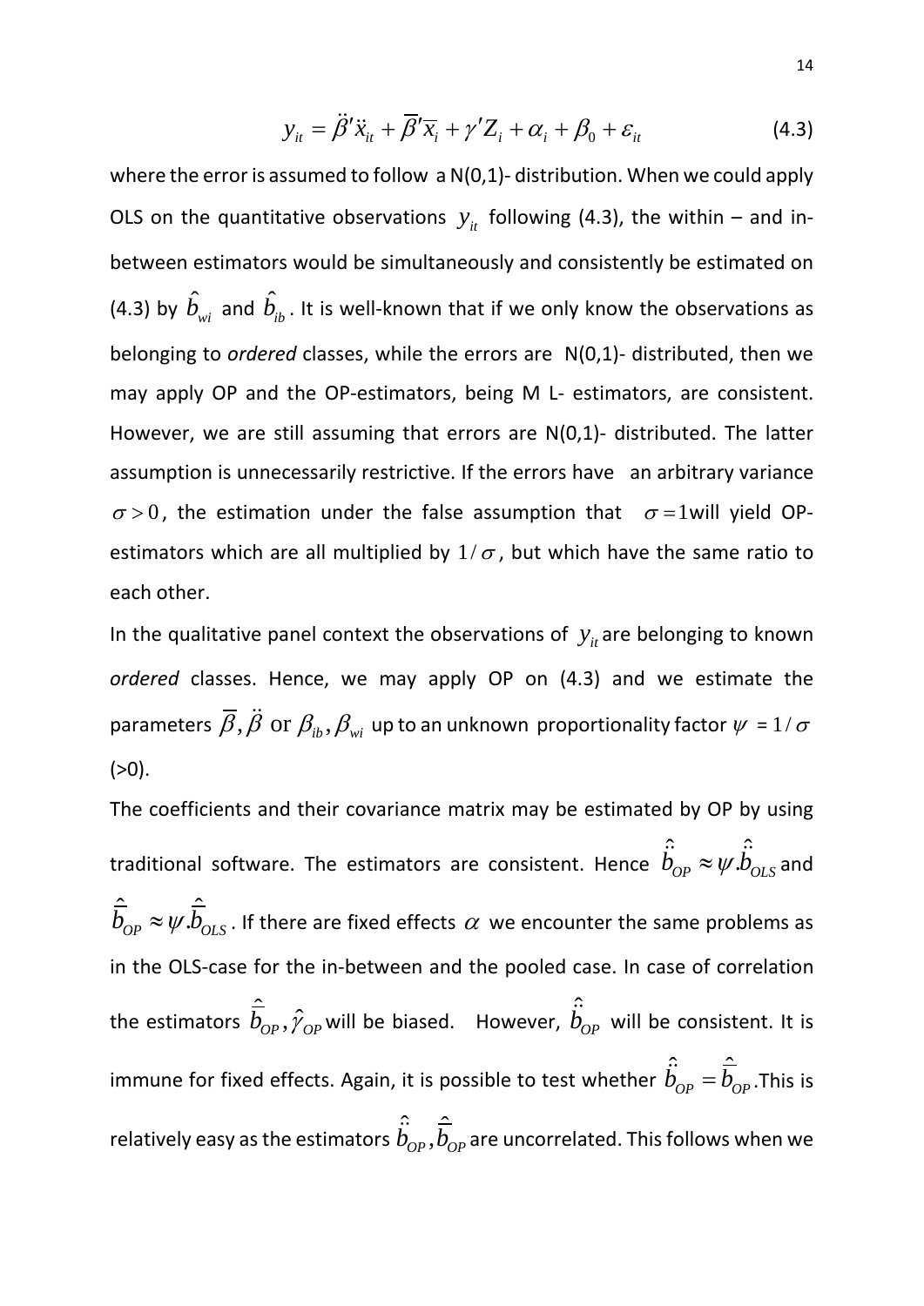$$y_{it} = \ddot{\beta}'\ddot{x}_{it} + \overline{\beta}'\overline{x}_i + \gamma' Z_i + \alpha_i + \beta_0 + \varepsilon_{it} \qquad (4.3)$$

where the error is assumed to follow a N(0,1)- distribution. When we could apply OLS on the quantitative observations $y_{it}$ following (4.3), the within – and in-between estimators would be simultaneously and consistently be estimated on (4.3) by $\hat{b}_{wi}$ and $\hat{b}_{ib}$. It is well-known that if we only know the observations as belonging to *ordered* classes, while the errors are N(0,1)- distributed, then we may apply OP and the OP-estimators, being M L- estimators, are consistent. However, we are still assuming that errors are N(0,1)- distributed. The latter assumption is unnecessarily restrictive. If the errors have an arbitrary variance $\sigma > 0$, the estimation under the false assumption that $\sigma = 1$ will yield OP-estimators which are all multiplied by $1/\sigma$, but which have the same ratio to each other.

In the qualitative panel context the observations of $y_{it}$ are belonging to known *ordered* classes. Hence, we may apply OP on (4.3) and we estimate the parameters $\overline{\beta}, \ddot{\beta}$ or $\beta_{ib}, \beta_{wi}$ up to an unknown proportionality factor $\psi$ = $1/\sigma$ (>0).

The coefficients and their covariance matrix may be estimated by OP by using traditional software. The estimators are consistent. Hence $\hat{\ddot{b}}_{OP} \approx \psi.\hat{\ddot{b}}_{OLS}$ and $\hat{\overline{b}}_{OP} \approx \psi.\hat{\overline{b}}_{OLS}$. If there are fixed effects $\alpha$ we encounter the same problems as in the OLS-case for the in-between and the pooled case. In case of correlation the estimators $\hat{\overline{b}}_{OP}, \hat{\gamma}_{OP}$ will be biased. However, $\hat{\ddot{b}}_{OP}$ will be consistent. It is immune for fixed effects. Again, it is possible to test whether $\hat{\ddot{b}}_{OP} = \hat{\overline{b}}_{OP}$. This is relatively easy as the estimators $\hat{\ddot{b}}_{OP}, \hat{\overline{b}}_{OP}$ are uncorrelated. This follows when we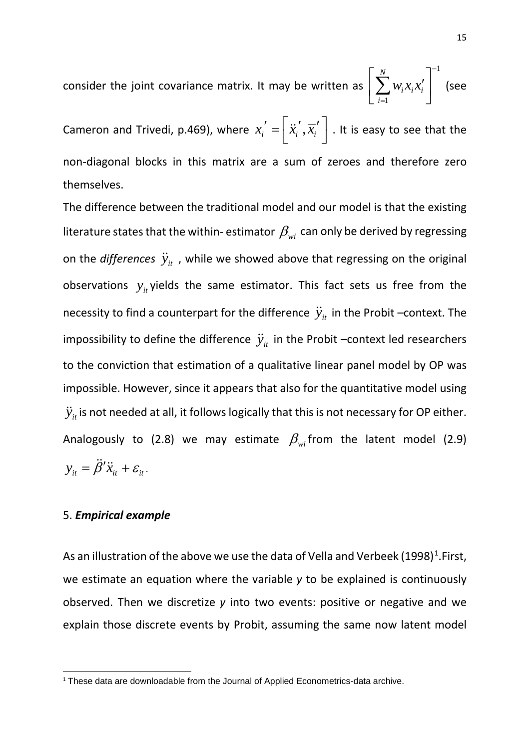consider the joint covariance matrix. It may be written as $\left[\sum_{i=1}^{N} w_i x_i x_i'\right]^{-1}$ (see Cameron and Trivedi, p.469), where $x_i' = \left[\ddot{x}_i', \overline{x}_i'\right]$. It is easy to see that the non-diagonal blocks in this matrix are a sum of zeroes and therefore zero themselves.

The difference between the traditional model and our model is that the existing literature states that the within- estimator $\beta_{wi}$ can only be derived by regressing on the *differences* $\ddot{y}_{it}$ , while we showed above that regressing on the original observations $y_{it}$ yields the same estimator. This fact sets us free from the necessity to find a counterpart for the difference $\ddot{y}_{it}$ in the Probit –context. The impossibility to define the difference $\ddot{y}_{it}$ in the Probit –context led researchers to the conviction that estimation of a qualitative linear panel model by OP was impossible. However, since it appears that also for the quantitative model using $\ddot{y}_{it}$ is not needed at all, it follows logically that this is not necessary for OP either. Analogously to (2.8) we may estimate $\beta_{wi}$ from the latent model (2.9) $y_{it} = \ddot{\beta}'\ddot{x}_{it} + \varepsilon_{it}$.

## 5. ***Empirical example***

As an illustration of the above we use the data of Vella and Verbeek (1998)[1].First, we estimate an equation where the variable *y* to be explained is continuously observed. Then we discretize *y* into two events: positive or negative and we explain those discrete events by Probit, assuming the same now latent model

[1] These data are downloadable from the Journal of Applied Econometrics-data archive.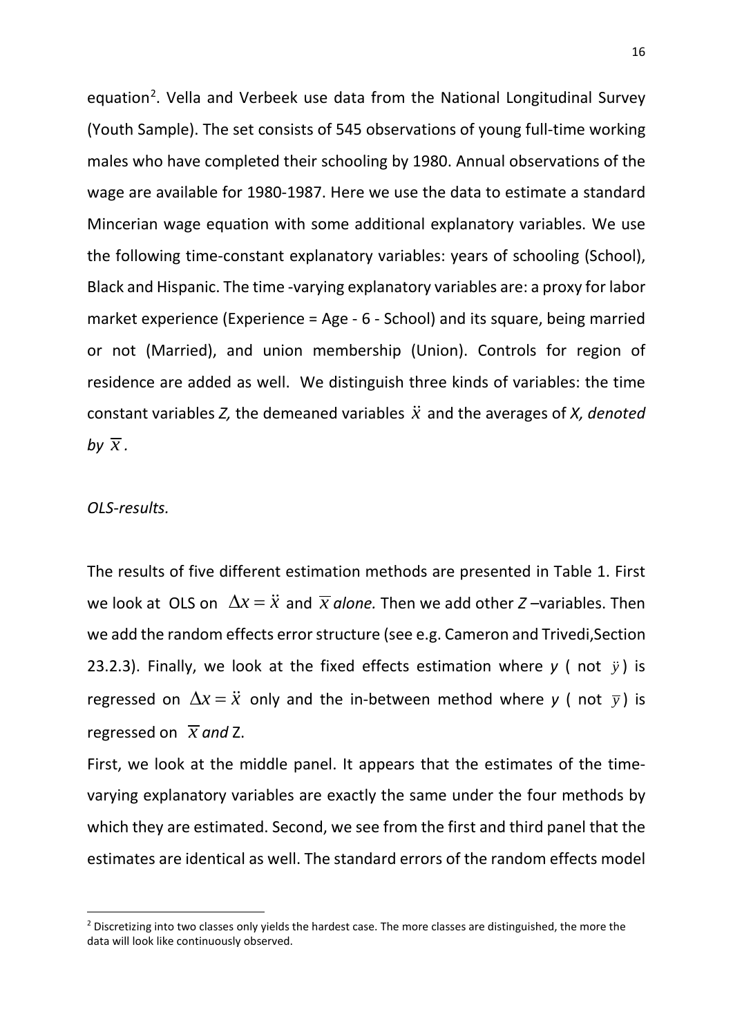equation[2]. Vella and Verbeek use data from the National Longitudinal Survey (Youth Sample). The set consists of 545 observations of young full-time working males who have completed their schooling by 1980. Annual observations of the wage are available for 1980-1987. Here we use the data to estimate a standard Mincerian wage equation with some additional explanatory variables. We use the following time-constant explanatory variables: years of schooling (School), Black and Hispanic. The time -varying explanatory variables are: a proxy for labor market experience (Experience = Age - 6 - School) and its square, being married or not (Married), and union membership (Union). Controls for region of residence are added as well. We distinguish three kinds of variables: the time constant variables *Z,* the demeaned variables $\ddot{x}$ and the averages of *X, denoted by* $\overline{x}$.

*OLS-results.*

The results of five different estimation methods are presented in Table 1. First we look at OLS on $\Delta x = \ddot{x}$ and $\overline{x}$ *alone.* Then we add other *Z* –variables. Then we add the random effects error structure (see e.g. Cameron and Trivedi,Section 23.2.3). Finally, we look at the fixed effects estimation where *y* ( not $\ddot{y}$ ) is regressed on $\Delta x = \ddot{x}$ only and the in-between method where *y* ( not $\overline{y}$ ) is regressed on $\overline{x}$ *and* Z.

First, we look at the middle panel. It appears that the estimates of the time-varying explanatory variables are exactly the same under the four methods by which they are estimated. Second, we see from the first and third panel that the estimates are identical as well. The standard errors of the random effects model

[2] Discretizing into two classes only yields the hardest case. The more classes are distinguished, the more the data will look like continuously observed.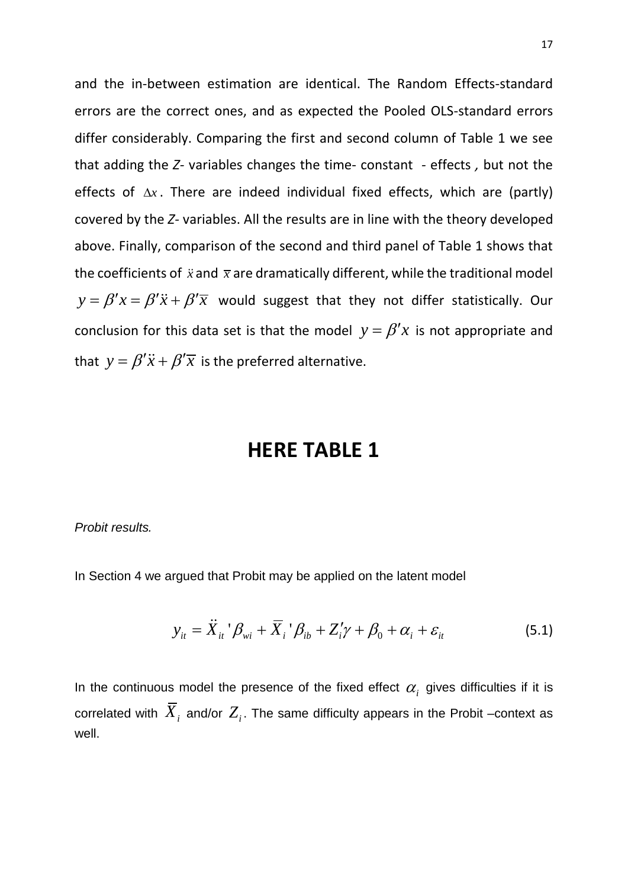and the in-between estimation are identical. The Random Effects-standard errors are the correct ones, and as expected the Pooled OLS-standard errors differ considerably. Comparing the first and second column of Table 1 we see that adding the *Z*- variables changes the time- constant - effects *,* but not the effects of $\Delta x$. There are indeed individual fixed effects, which are (partly) covered by the *Z*- variables. All the results are in line with the theory developed above. Finally, comparison of the second and third panel of Table 1 shows that the coefficients of $\ddot{x}$ and $\overline{x}$ are dramatically different, while the traditional model $y = \beta' x = \beta' \ddot{x} + \beta' \overline{x}$ would suggest that they not differ statistically. Our conclusion for this data set is that the model $y = \beta' x$ is not appropriate and that $y = \beta' \ddot{x} + \beta' \overline{x}$ is the preferred alternative.

## HERE TABLE 1

*Probit results.*

In Section 4 we argued that Probit may be applied on the latent model

$$y_{it} = \ddot{X}_{it}'\beta_{wi} + \overline{X}_i'\beta_{ib} + Z_i'\gamma + \beta_0 + \alpha_i + \varepsilon_{it} \tag{5.1}$$

In the continuous model the presence of the fixed effect $\alpha_i$ gives difficulties if it is correlated with $\overline{X}_i$ and/or $Z_i$. The same difficulty appears in the Probit –context as well.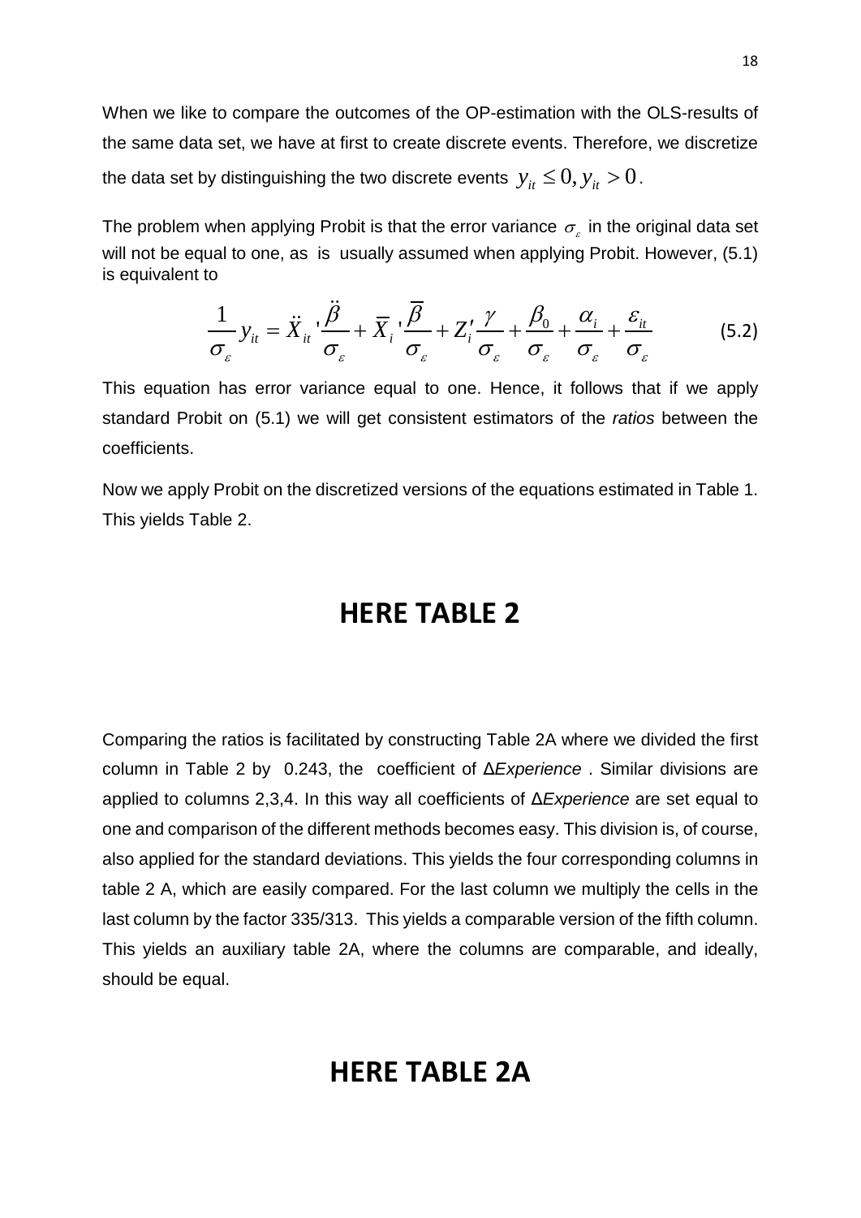When we like to compare the outcomes of the OP-estimation with the OLS-results of the same data set, we have at first to create discrete events. Therefore, we discretize the data set by distinguishing the two discrete events $y_{it} \leq 0, y_{it} > 0$.

The problem when applying Probit is that the error variance $\sigma_{\varepsilon}$ in the original data set will not be equal to one, as is usually assumed when applying Probit. However, (5.1) is equivalent to

$$\frac{1}{\sigma_{\varepsilon}} y_{it} = \ddot{X}_{it}{}' \frac{\ddot{\beta}}{\sigma_{\varepsilon}} + \overline{X}_i{}' \frac{\overline{\beta}}{\sigma_{\varepsilon}} + Z_i' \frac{\gamma}{\sigma_{\varepsilon}} + \frac{\beta_0}{\sigma_{\varepsilon}} + \frac{\alpha_i}{\sigma_{\varepsilon}} + \frac{\varepsilon_{it}}{\sigma_{\varepsilon}} \tag{5.2}$$

This equation has error variance equal to one. Hence, it follows that if we apply standard Probit on (5.1) we will get consistent estimators of the *ratios* between the coefficients.

Now we apply Probit on the discretized versions of the equations estimated in Table 1. This yields Table 2.

## HERE TABLE 2

Comparing the ratios is facilitated by constructing Table 2A where we divided the first column in Table 2 by 0.243, the coefficient of Δ*Experience* . Similar divisions are applied to columns 2,3,4. In this way all coefficients of Δ*Experience* are set equal to one and comparison of the different methods becomes easy. This division is, of course, also applied for the standard deviations. This yields the four corresponding columns in table 2 A, which are easily compared. For the last column we multiply the cells in the last column by the factor 335/313. This yields a comparable version of the fifth column. This yields an auxiliary table 2A, where the columns are comparable, and ideally, should be equal.

## HERE TABLE 2A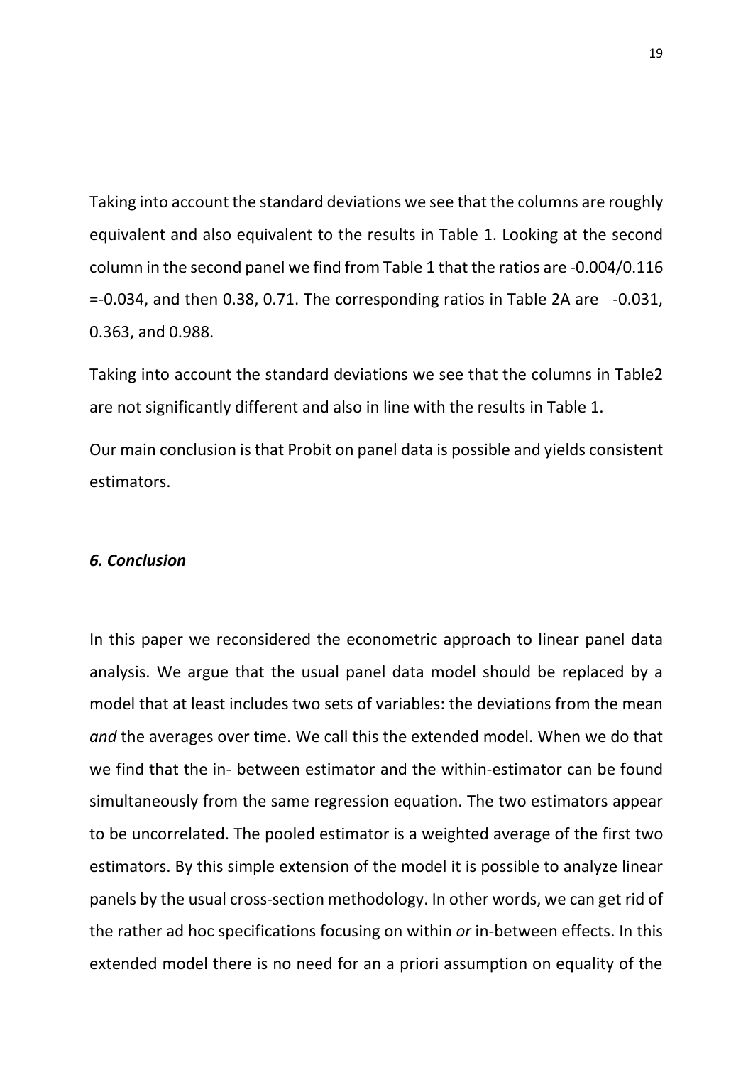Taking into account the standard deviations we see that the columns are roughly equivalent and also equivalent to the results in Table 1. Looking at the second column in the second panel we find from Table 1 that the ratios are -0.004/0.116 =-0.034, and then 0.38, 0.71. The corresponding ratios in Table 2A are -0.031, 0.363, and 0.988.

Taking into account the standard deviations we see that the columns in Table2 are not significantly different and also in line with the results in Table 1.

Our main conclusion is that Probit on panel data is possible and yields consistent estimators.

### *6. Conclusion*

In this paper we reconsidered the econometric approach to linear panel data analysis. We argue that the usual panel data model should be replaced by a model that at least includes two sets of variables: the deviations from the mean *and* the averages over time. We call this the extended model. When we do that we find that the in- between estimator and the within-estimator can be found simultaneously from the same regression equation. The two estimators appear to be uncorrelated. The pooled estimator is a weighted average of the first two estimators. By this simple extension of the model it is possible to analyze linear panels by the usual cross-section methodology. In other words, we can get rid of the rather ad hoc specifications focusing on within *or* in-between effects. In this extended model there is no need for an a priori assumption on equality of the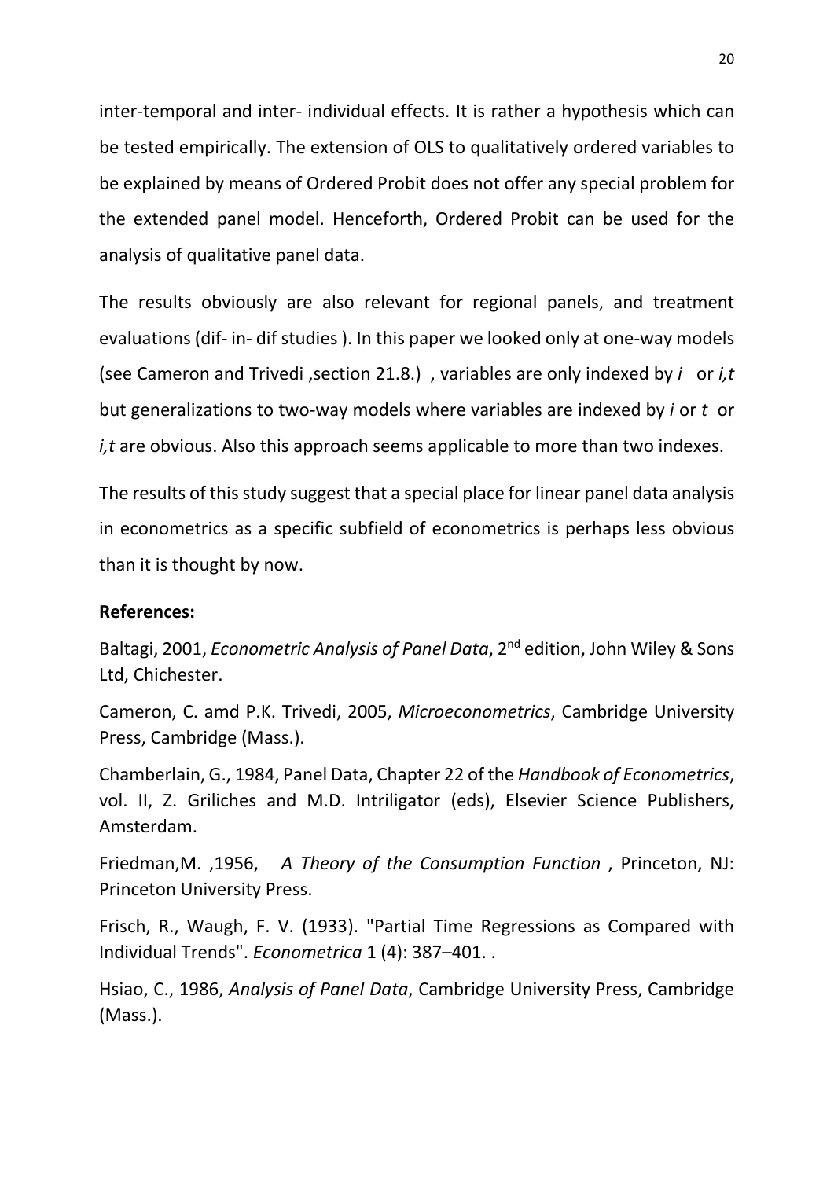inter-temporal and inter- individual effects. It is rather a hypothesis which can be tested empirically. The extension of OLS to qualitatively ordered variables to be explained by means of Ordered Probit does not offer any special problem for the extended panel model. Henceforth, Ordered Probit can be used for the analysis of qualitative panel data.

The results obviously are also relevant for regional panels, and treatment evaluations (dif- in- dif studies ). In this paper we looked only at one-way models (see Cameron and Trivedi ,section 21.8.) , variables are only indexed by *i* or *i,t* but generalizations to two-way models where variables are indexed by *i* or *t* or *i,t* are obvious. Also this approach seems applicable to more than two indexes.

The results of this study suggest that a special place for linear panel data analysis in econometrics as a specific subfield of econometrics is perhaps less obvious than it is thought by now.

**References:**

Baltagi, 2001, *Econometric Analysis of Panel Data*, 2nd edition, John Wiley & Sons Ltd, Chichester.

Cameron, C. amd P.K. Trivedi, 2005, *Microeconometrics*, Cambridge University Press, Cambridge (Mass.).

Chamberlain, G., 1984, Panel Data, Chapter 22 of the *Handbook of Econometrics*, vol. II, Z. Griliches and M.D. Intriligator (eds), Elsevier Science Publishers, Amsterdam.

Friedman,M. ,1956, *A Theory of the Consumption Function* , Princeton, NJ: Princeton University Press.

Frisch, R., Waugh, F. V. (1933). "Partial Time Regressions as Compared with Individual Trends". *Econometrica* 1 (4): 387–401. .

Hsiao, C., 1986, *Analysis of Panel Data*, Cambridge University Press, Cambridge (Mass.).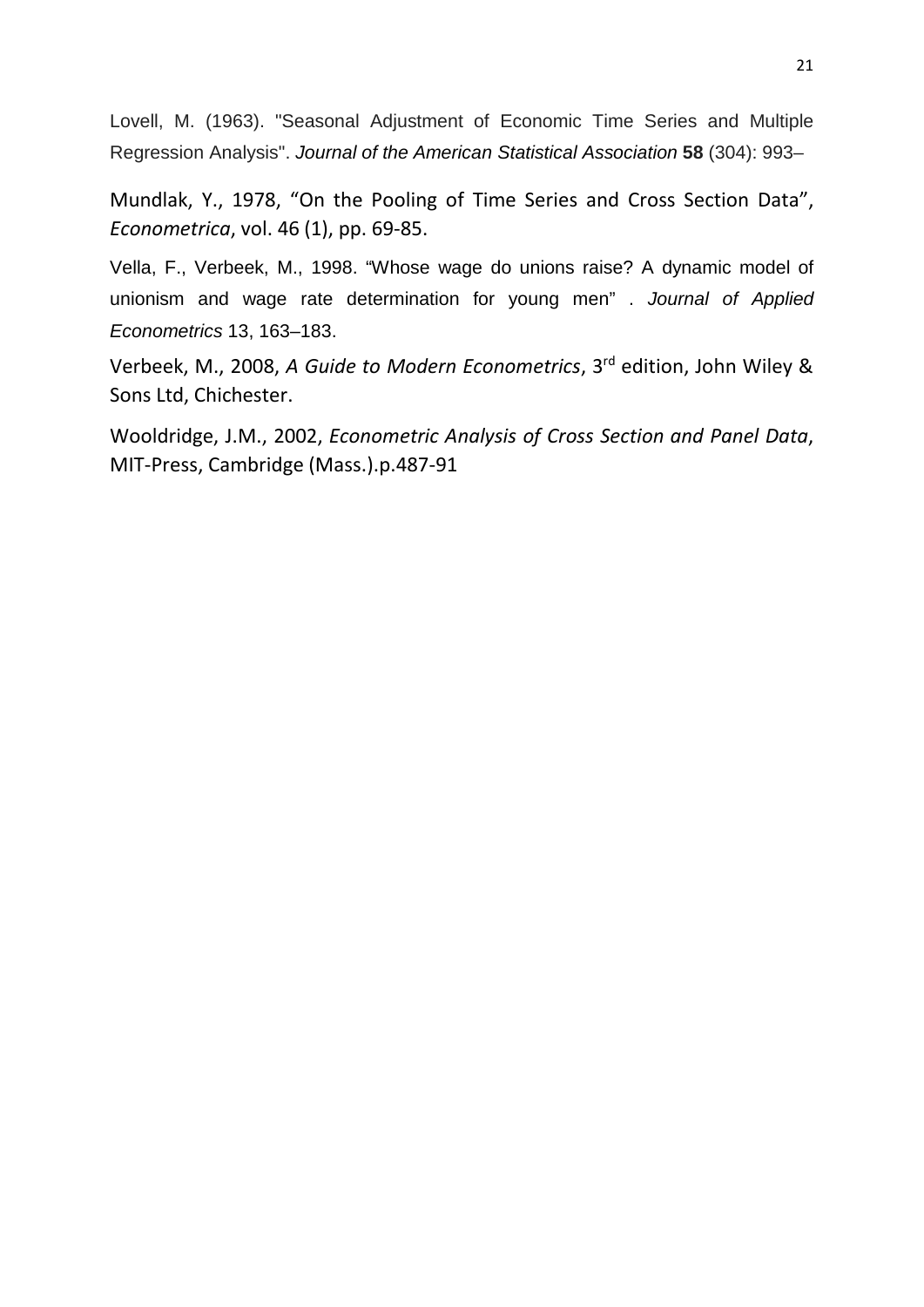Lovell, M. (1963). "Seasonal Adjustment of Economic Time Series and Multiple Regression Analysis". *Journal of the American Statistical Association* **58** (304): 993–

Mundlak, Y., 1978, "On the Pooling of Time Series and Cross Section Data", *Econometrica*, vol. 46 (1), pp. 69-85.

Vella, F., Verbeek, M., 1998. "Whose wage do unions raise? A dynamic model of unionism and wage rate determination for young men" . *Journal of Applied Econometrics* 13, 163–183.

Verbeek, M., 2008, *A Guide to Modern Econometrics*, 3rd edition, John Wiley & Sons Ltd, Chichester.

Wooldridge, J.M., 2002, *Econometric Analysis of Cross Section and Panel Data*, MIT-Press, Cambridge (Mass.).p.487-91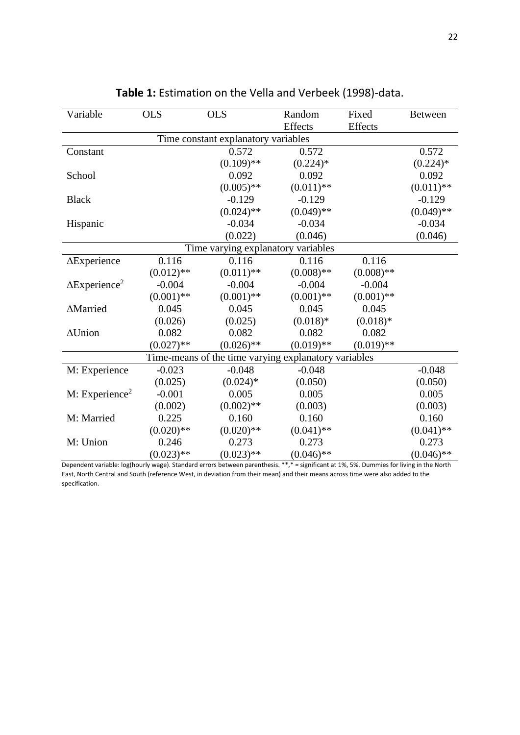**Table 1:** Estimation on the Vella and Verbeek (1998)-data.

| Variable | OLS | OLS | Random Effects | Fixed Effects | Between |
|---|---|---|---|---|---|
| | | Time constant explanatory variables | | | |
| Constant | | 0.572 | 0.572 | | 0.572 |
| | | (0.109)** | (0.224)* | | (0.224)* |
| School | | 0.092 | 0.092 | | 0.092 |
| | | (0.005)** | (0.011)** | | (0.011)** |
| Black | | -0.129 | -0.129 | | -0.129 |
| | | (0.024)** | (0.049)** | | (0.049)** |
| Hispanic | | -0.034 | -0.034 | | -0.034 |
| | | (0.022) | (0.046) | | (0.046) |
| | | Time varying explanatory variables | | | |
| ΔExperience | 0.116 | 0.116 | 0.116 | 0.116 | |
| | (0.012)** | (0.011)** | (0.008)** | (0.008)** | |
| $\Delta$Experience$^2$ | -0.004 | -0.004 | -0.004 | -0.004 | |
| | (0.001)** | (0.001)** | (0.001)** | (0.001)** | |
| ΔMarried | 0.045 | 0.045 | 0.045 | 0.045 | |
| | (0.026) | (0.025) | (0.018)* | (0.018)* | |
| ΔUnion | 0.082 | 0.082 | 0.082 | 0.082 | |
| | (0.027)** | (0.026)** | (0.019)** | (0.019)** | |
| | | Time-means of the time varying explanatory variables | | | |
| M: Experience | -0.023 | -0.048 | -0.048 | | -0.048 |
| | (0.025) | (0.024)* | (0.050) | | (0.050) |
| M: Experience$^2$ | -0.001 | 0.005 | 0.005 | | 0.005 |
| | (0.002) | (0.002)** | (0.003) | | (0.003) |
| M: Married | 0.225 | 0.160 | 0.160 | | 0.160 |
| | (0.020)** | (0.020)** | (0.041)** | | (0.041)** |
| M: Union | 0.246 | 0.273 | 0.273 | | 0.273 |
| | (0.023)** | (0.023)** | (0.046)** | | (0.046)** |

Dependent variable: log(hourly wage). Standard errors between parenthesis. **,* = significant at 1%, 5%. Dummies for living in the North East, North Central and South (reference West, in deviation from their mean) and their means across time were also added to the specification.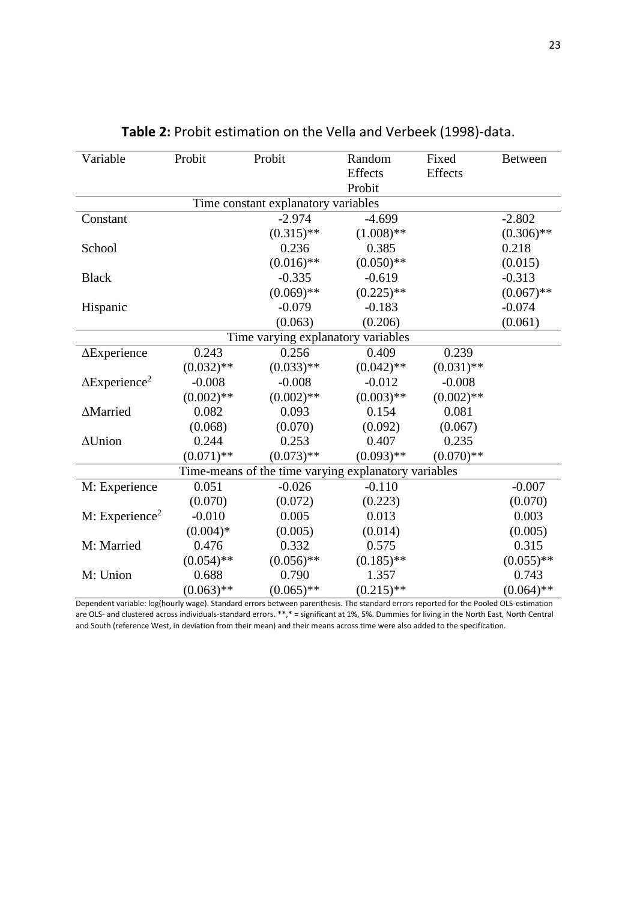**Table 2:** Probit estimation on the Vella and Verbeek (1998)-data.

| Variable | Probit | Probit | Random Effects Probit | Fixed Effects | Between |
|---|---|---|---|---|---|
| | | Time constant explanatory variables | | | |
| Constant | | -2.974 | -4.699 | | -2.802 |
| | | (0.315)** | (1.008)** | | (0.306)** |
| School | | 0.236 | 0.385 | | 0.218 |
| | | (0.016)** | (0.050)** | | (0.015) |
| Black | | -0.335 | -0.619 | | -0.313 |
| | | (0.069)** | (0.225)** | | (0.067)** |
| Hispanic | | -0.079 | -0.183 | | -0.074 |
| | | (0.063) | (0.206) | | (0.061) |
| | | Time varying explanatory variables | | | |
| ΔExperience | 0.243 | 0.256 | 0.409 | 0.239 | |
| | (0.032)** | (0.033)** | (0.042)** | (0.031)** | |
| ΔExperience$^2$ | -0.008 | -0.008 | -0.012 | -0.008 | |
| | (0.002)** | (0.002)** | (0.003)** | (0.002)** | |
| ΔMarried | 0.082 | 0.093 | 0.154 | 0.081 | |
| | (0.068) | (0.070) | (0.092) | (0.067) | |
| ΔUnion | 0.244 | 0.253 | 0.407 | 0.235 | |
| | (0.071)** | (0.073)** | (0.093)** | (0.070)** | |
| | | Time-means of the time varying explanatory variables | | | |
| M: Experience | 0.051 | -0.026 | -0.110 | | -0.007 |
| | (0.070) | (0.072) | (0.223) | | (0.070) |
| M: Experience$^2$ | -0.010 | 0.005 | 0.013 | | 0.003 |
| | (0.004)* | (0.005) | (0.014) | | (0.005) |
| M: Married | 0.476 | 0.332 | 0.575 | | 0.315 |
| | (0.054)** | (0.056)** | (0.185)** | | (0.055)** |
| M: Union | 0.688 | 0.790 | 1.357 | | 0.743 |
| | (0.063)** | (0.065)** | (0.215)** | | (0.064)** |

Dependent variable: log(hourly wage). Standard errors between parenthesis. The standard errors reported for the Pooled OLS-estimation are OLS- and clustered across individuals-standard errors. **,* = significant at 1%, 5%. Dummies for living in the North East, North Central and South (reference West, in deviation from their mean) and their means across time were also added to the specification.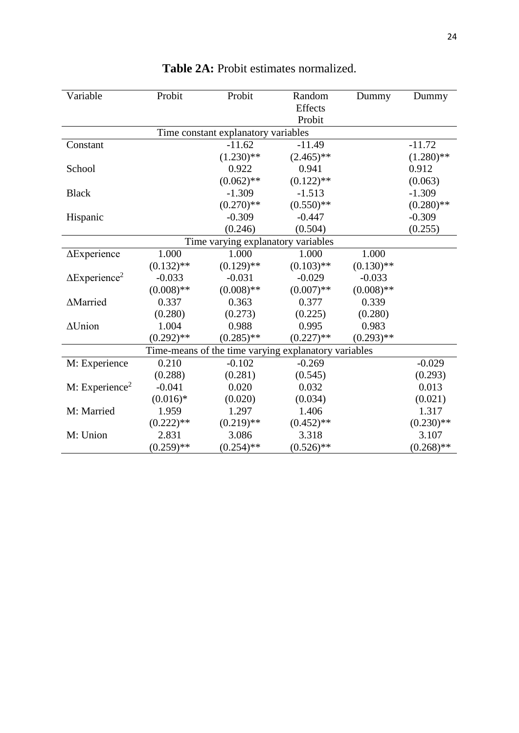**Table 2A:** Probit estimates normalized.

| Variable | Probit | Probit | Random Effects Probit | Dummy | Dummy |
|---|---|---|---|---|---|
| Time constant explanatory variables | | | | | |
| Constant | | -11.62 | -11.49 | | -11.72 |
| | | (1.230)** | (2.465)** | | (1.280)** |
| School | | 0.922 | 0.941 | | 0.912 |
| | | (0.062)** | (0.122)** | | (0.063) |
| Black | | -1.309 | -1.513 | | -1.309 |
| | | (0.270)** | (0.550)** | | (0.280)** |
| Hispanic | | -0.309 | -0.447 | | -0.309 |
| | | (0.246) | (0.504) | | (0.255) |
| Time varying explanatory variables | | | | | |
| ΔExperience | 1.000 | 1.000 | 1.000 | 1.000 | |
| | (0.132)** | (0.129)** | (0.103)** | (0.130)** | |
| $\Delta$Experience$^2$ | -0.033 | -0.031 | -0.029 | -0.033 | |
| | (0.008)** | (0.008)** | (0.007)** | (0.008)** | |
| ΔMarried | 0.337 | 0.363 | 0.377 | 0.339 | |
| | (0.280) | (0.273) | (0.225) | (0.280) | |
| ΔUnion | 1.004 | 0.988 | 0.995 | 0.983 | |
| | (0.292)** | (0.285)** | (0.227)** | (0.293)** | |
| Time-means of the time varying explanatory variables | | | | | |
| M: Experience | 0.210 | -0.102 | -0.269 | | -0.029 |
| | (0.288) | (0.281) | (0.545) | | (0.293) |
| M: Experience$^2$ | -0.041 | 0.020 | 0.032 | | 0.013 |
| | (0.016)* | (0.020) | (0.034) | | (0.021) |
| M: Married | 1.959 | 1.297 | 1.406 | | 1.317 |
| | (0.222)** | (0.219)** | (0.452)** | | (0.230)** |
| M: Union | 2.831 | 3.086 | 3.318 | | 3.107 |
| | (0.259)** | (0.254)** | (0.526)** | | (0.268)** |